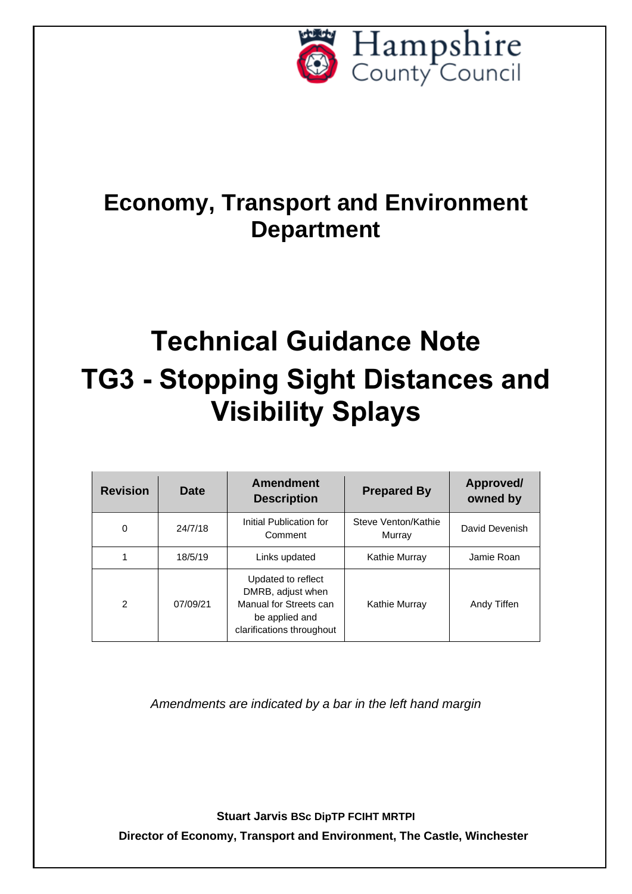Hampshire County Council

# Economy, Transport and Environment Department

# Technical Guidance Note
# TG3 - Stopping Sight Distances and Visibility Splays

| Revision | Date | Amendment Description | Prepared By | Approved/ owned by |
|---|---|---|---|---|
| 0 | 24/7/18 | Initial Publication for Comment | Steve Venton/Kathie Murray | David Devenish |
| 1 | 18/5/19 | Links updated | Kathie Murray | Jamie Roan |
| 2 | 07/09/21 | Updated to reflect DMRB, adjust when Manual for Streets can be applied and clarifications throughout | Kathie Murray | Andy Tiffen |

*Amendments are indicated by a bar in the left hand margin*

**Stuart Jarvis BSc DipTP FCIHT MRTPI**

**Director of Economy, Transport and Environment, The Castle, Winchester**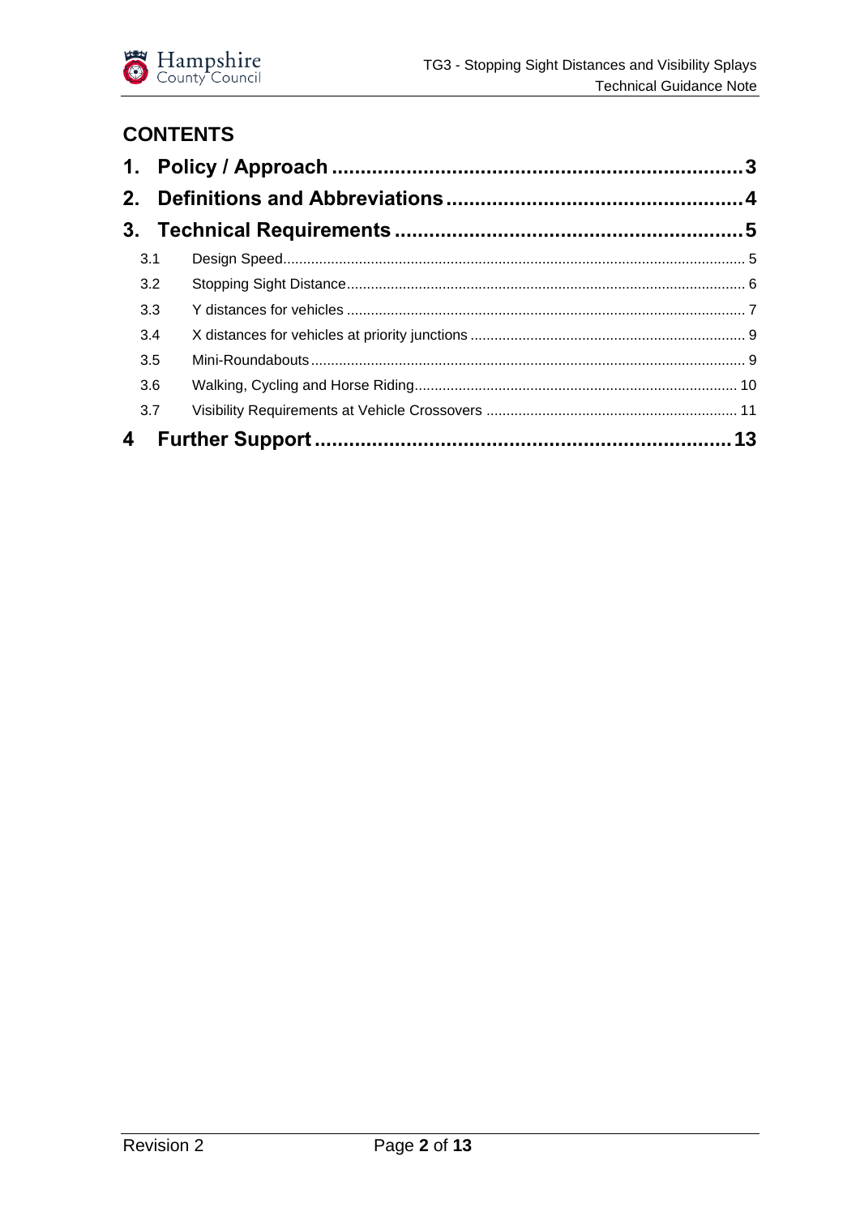## CONTENTS

**1. Policy / Approach** .......... **3**

**2. Definitions and Abbreviations** .......... **4**

**3. Technical Requirements** .......... **5**

- 3.1 Design Speed .......... 5
- 3.2 Stopping Sight Distance .......... 6
- 3.3 Y distances for vehicles .......... 7
- 3.4 X distances for vehicles at priority junctions .......... 9
- 3.5 Mini-Roundabouts .......... 9
- 3.6 Walking, Cycling and Horse Riding .......... 10
- 3.7 Visibility Requirements at Vehicle Crossovers .......... 11

**4 Further Support** .......... **13**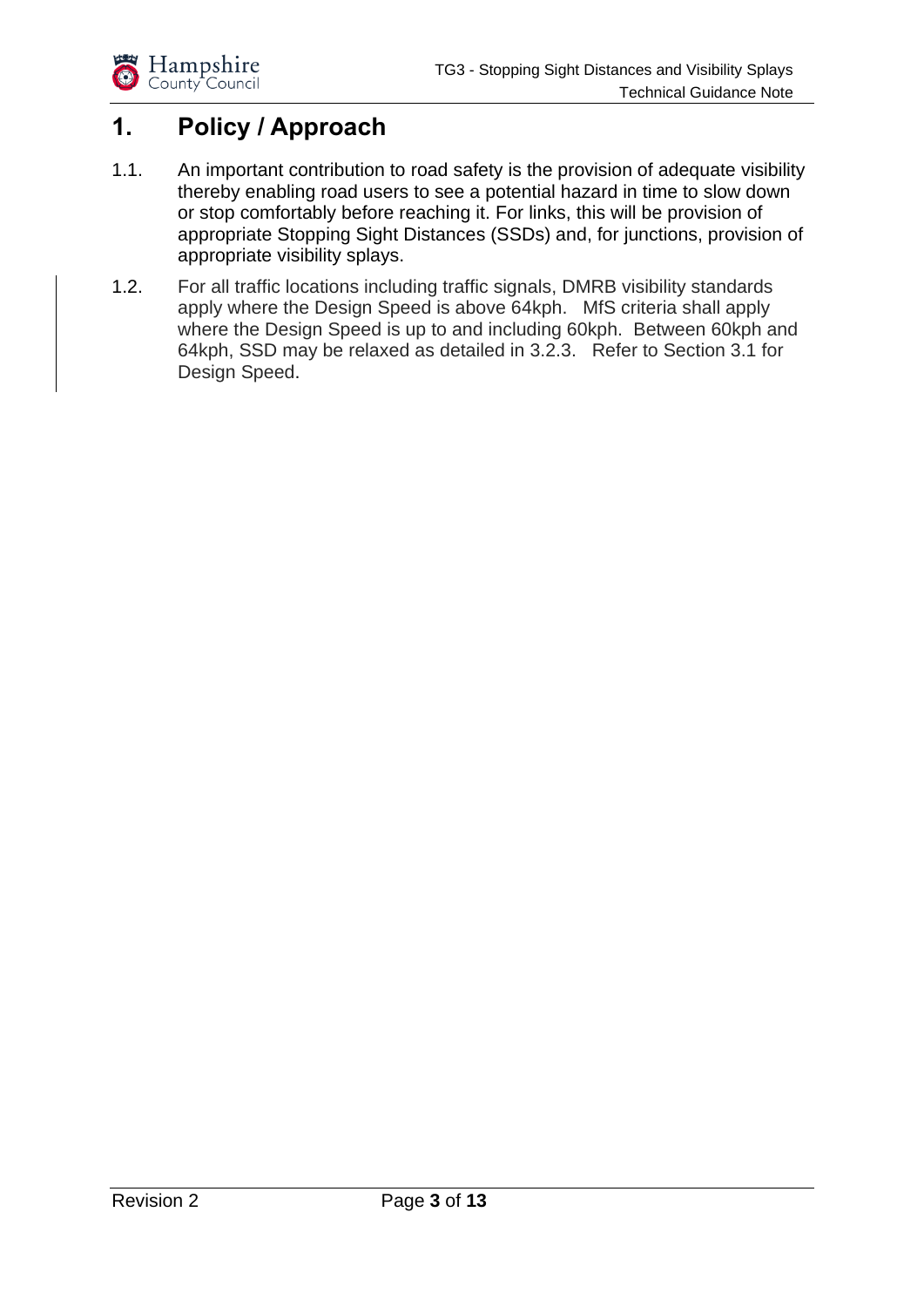# 1. Policy / Approach

1.1. An important contribution to road safety is the provision of adequate visibility thereby enabling road users to see a potential hazard in time to slow down or stop comfortably before reaching it. For links, this will be provision of appropriate Stopping Sight Distances (SSDs) and, for junctions, provision of appropriate visibility splays.

1.2. For all traffic locations including traffic signals, DMRB visibility standards apply where the Design Speed is above 64kph. MfS criteria shall apply where the Design Speed is up to and including 60kph. Between 60kph and 64kph, SSD may be relaxed as detailed in 3.2.3. Refer to Section 3.1 for Design Speed.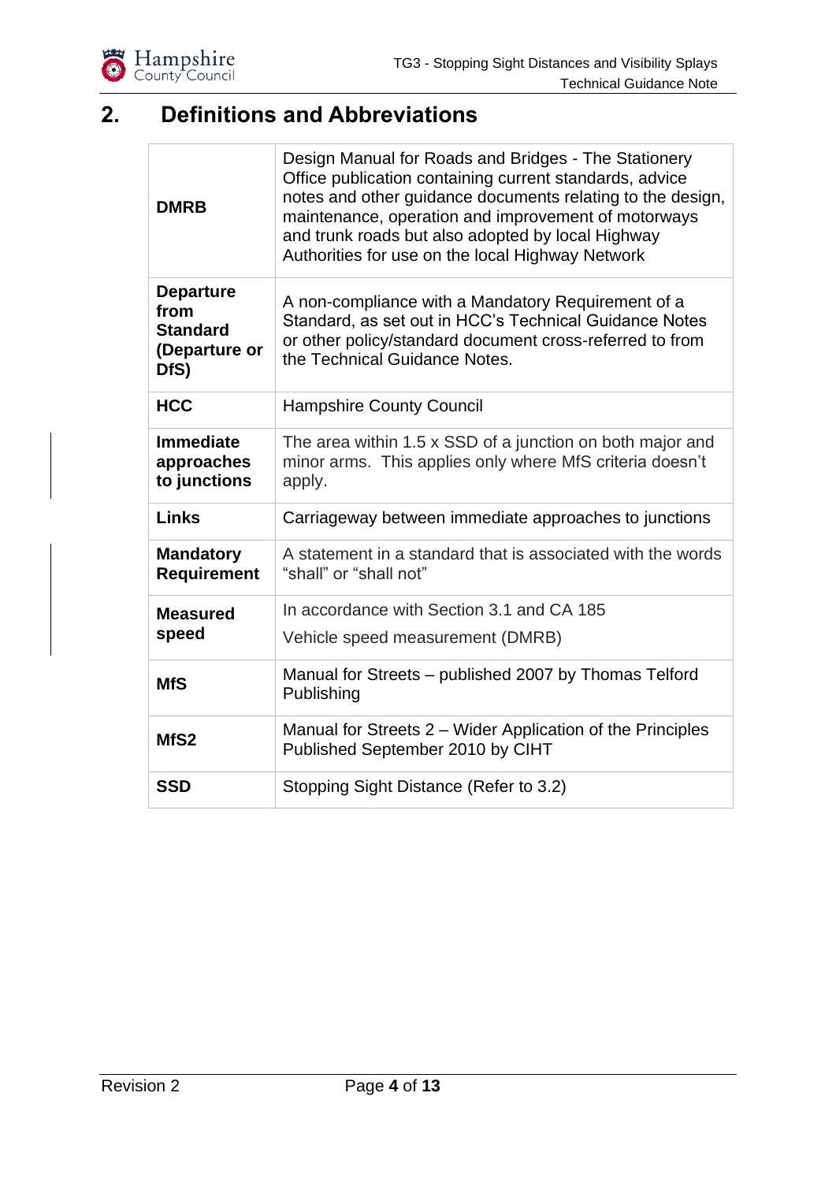## 2. Definitions and Abbreviations

| | |
|---|---|
| **DMRB** | Design Manual for Roads and Bridges - The Stationery Office publication containing current standards, advice notes and other guidance documents relating to the design, maintenance, operation and improvement of motorways and trunk roads but also adopted by local Highway Authorities for use on the local Highway Network |
| **Departure from Standard (Departure or DfS)** | A non-compliance with a Mandatory Requirement of a Standard, as set out in HCC's Technical Guidance Notes or other policy/standard document cross-referred to from the Technical Guidance Notes. |
| **HCC** | Hampshire County Council |
| **Immediate approaches to junctions** | The area within 1.5 x SSD of a junction on both major and minor arms. This applies only where MfS criteria doesn't apply. |
| **Links** | Carriageway between immediate approaches to junctions |
| **Mandatory Requirement** | A statement in a standard that is associated with the words "shall" or "shall not" |
| **Measured speed** | In accordance with Section 3.1 and CA 185<br>Vehicle speed measurement (DMRB) |
| **MfS** | Manual for Streets – published 2007 by Thomas Telford Publishing |
| **MfS2** | Manual for Streets 2 – Wider Application of the Principles Published September 2010 by CIHT |
| **SSD** | Stopping Sight Distance (Refer to 3.2) |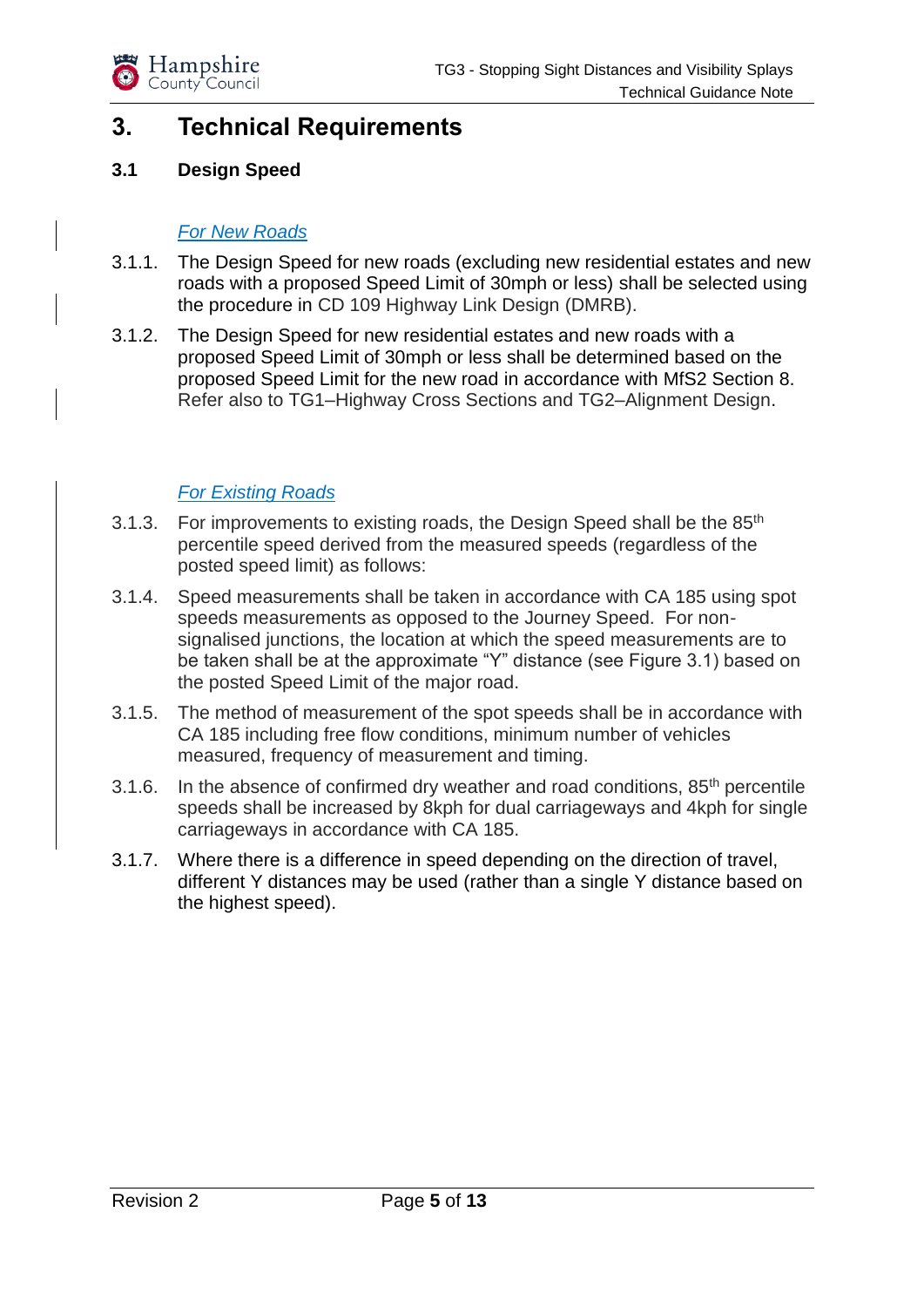# 3. Technical Requirements

## 3.1 Design Speed

*For New Roads*

3.1.1. The Design Speed for new roads (excluding new residential estates and new roads with a proposed Speed Limit of 30mph or less) shall be selected using the procedure in CD 109 Highway Link Design (DMRB).

3.1.2. The Design Speed for new residential estates and new roads with a proposed Speed Limit of 30mph or less shall be determined based on the proposed Speed Limit for the new road in accordance with MfS2 Section 8. Refer also to TG1–Highway Cross Sections and TG2–Alignment Design.

*For Existing Roads*

3.1.3. For improvements to existing roads, the Design Speed shall be the 85th percentile speed derived from the measured speeds (regardless of the posted speed limit) as follows:

3.1.4. Speed measurements shall be taken in accordance with CA 185 using spot speeds measurements as opposed to the Journey Speed. For non-signalised junctions, the location at which the speed measurements are to be taken shall be at the approximate “Y” distance (see Figure 3.1) based on the posted Speed Limit of the major road.

3.1.5. The method of measurement of the spot speeds shall be in accordance with CA 185 including free flow conditions, minimum number of vehicles measured, frequency of measurement and timing.

3.1.6. In the absence of confirmed dry weather and road conditions, 85th percentile speeds shall be increased by 8kph for dual carriageways and 4kph for single carriageways in accordance with CA 185.

3.1.7. Where there is a difference in speed depending on the direction of travel, different Y distances may be used (rather than a single Y distance based on the highest speed).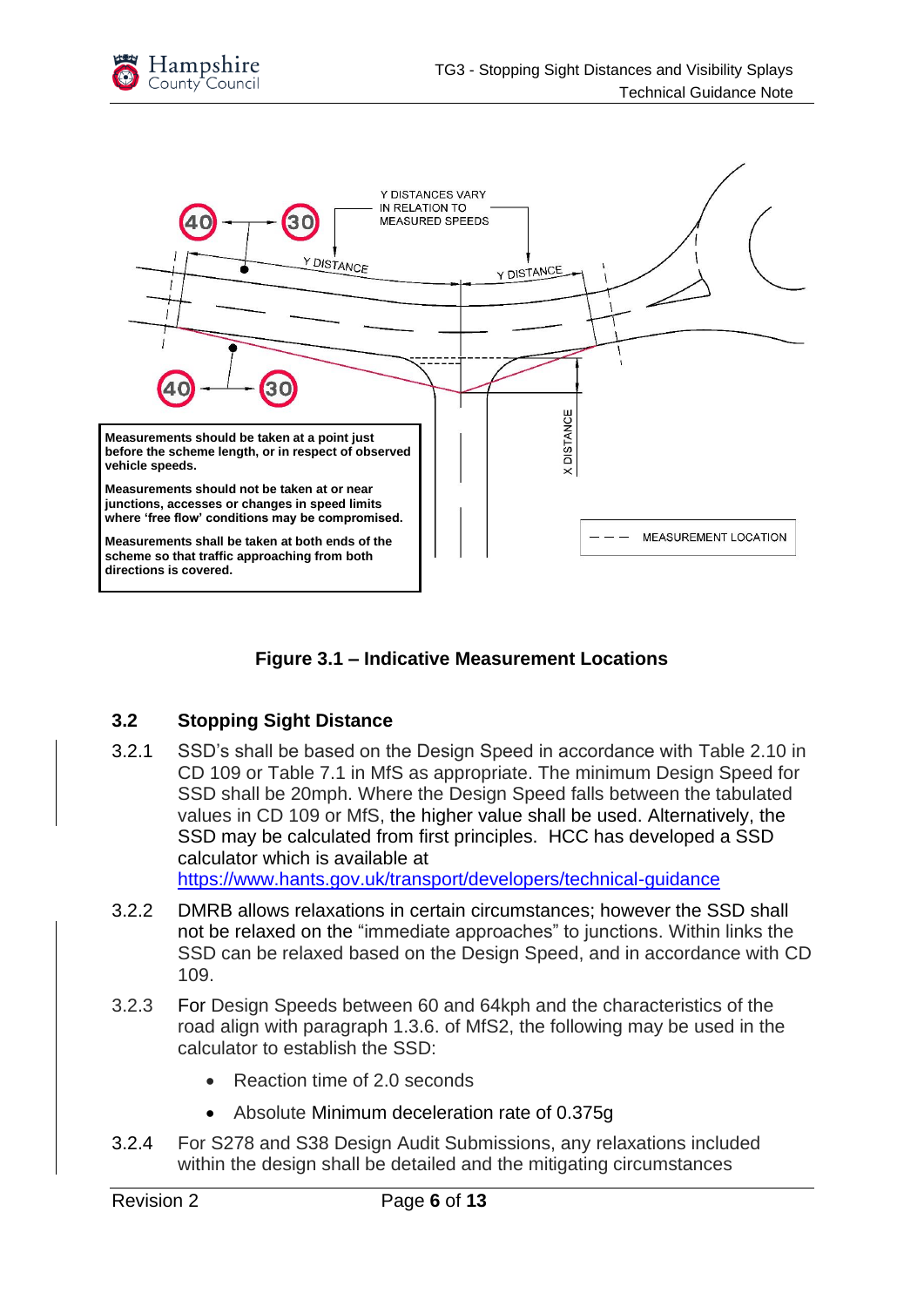**Measurements should be taken at a point just before the scheme length, or in respect of observed vehicle speeds.**

**Measurements should not be taken at or near junctions, accesses or changes in speed limits where 'free flow' conditions may be compromised.**

**Measurements shall be taken at both ends of the scheme so that traffic approaching from both directions is covered.**

**Figure 3.1 – Indicative Measurement Locations**

## 3.2 Stopping Sight Distance

3.2.1 SSD's shall be based on the Design Speed in accordance with Table 2.10 in CD 109 or Table 7.1 in MfS as appropriate. The minimum Design Speed for SSD shall be 20mph. Where the Design Speed falls between the tabulated values in CD 109 or MfS, the higher value shall be used. Alternatively, the SSD may be calculated from first principles. HCC has developed a SSD calculator which is available at https://www.hants.gov.uk/transport/developers/technical-guidance

3.2.2 DMRB allows relaxations in certain circumstances; however the SSD shall not be relaxed on the "immediate approaches" to junctions. Within links the SSD can be relaxed based on the Design Speed, and in accordance with CD 109.

3.2.3 For Design Speeds between 60 and 64kph and the characteristics of the road align with paragraph 1.3.6. of MfS2, the following may be used in the calculator to establish the SSD:

- Reaction time of 2.0 seconds
- Absolute Minimum deceleration rate of 0.375g

3.2.4 For S278 and S38 Design Audit Submissions, any relaxations included within the design shall be detailed and the mitigating circumstances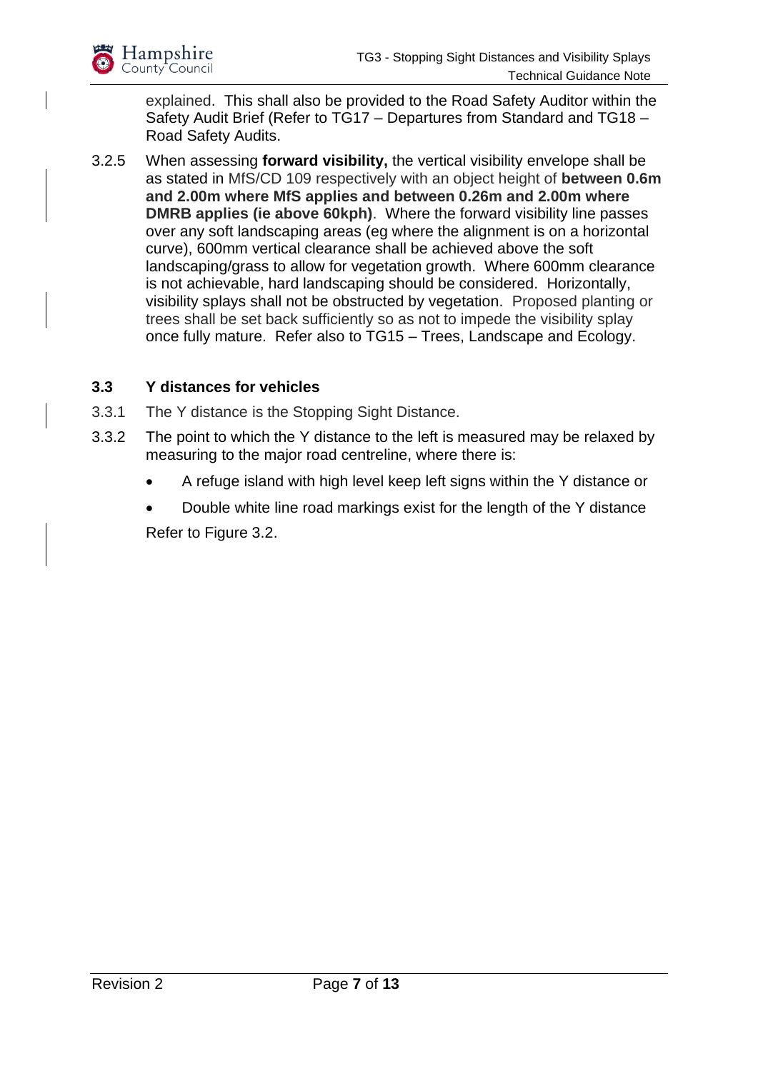explained. This shall also be provided to the Road Safety Auditor within the Safety Audit Brief (Refer to TG17 – Departures from Standard and TG18 – Road Safety Audits.

3.2.5 When assessing **forward visibility,** the vertical visibility envelope shall be as stated in MfS/CD 109 respectively with an object height of **between 0.6m and 2.00m where MfS applies and between 0.26m and 2.00m where DMRB applies (ie above 60kph)**. Where the forward visibility line passes over any soft landscaping areas (eg where the alignment is on a horizontal curve), 600mm vertical clearance shall be achieved above the soft landscaping/grass to allow for vegetation growth. Where 600mm clearance is not achievable, hard landscaping should be considered. Horizontally, visibility splays shall not be obstructed by vegetation. Proposed planting or trees shall be set back sufficiently so as not to impede the visibility splay once fully mature. Refer also to TG15 – Trees, Landscape and Ecology.

### 3.3 Y distances for vehicles

3.3.1 The Y distance is the Stopping Sight Distance.

3.3.2 The point to which the Y distance to the left is measured may be relaxed by measuring to the major road centreline, where there is:

- A refuge island with high level keep left signs within the Y distance or
- Double white line road markings exist for the length of the Y distance

Refer to Figure 3.2.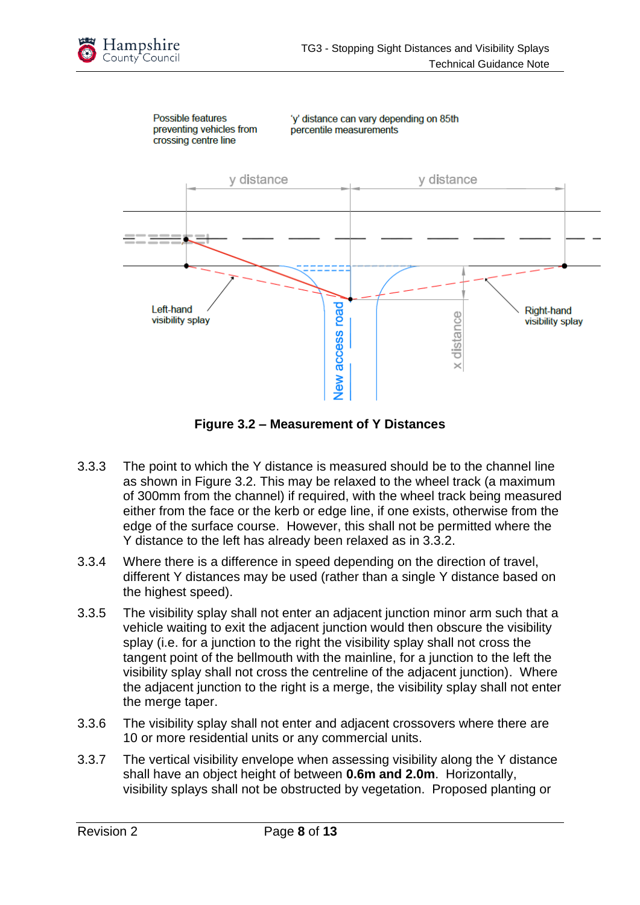Possible features preventing vehicles from crossing centre line

'y' distance can vary depending on 85th percentile measurements

y distance

y distance

Left-hand visibility splay

New access road

x distance

Right-hand visibility splay

**Figure 3.2 – Measurement of Y Distances**

3.3.3 The point to which the Y distance is measured should be to the channel line as shown in Figure 3.2. This may be relaxed to the wheel track (a maximum of 300mm from the channel) if required, with the wheel track being measured either from the face or the kerb or edge line, if one exists, otherwise from the edge of the surface course. However, this shall not be permitted where the Y distance to the left has already been relaxed as in 3.3.2.

3.3.4 Where there is a difference in speed depending on the direction of travel, different Y distances may be used (rather than a single Y distance based on the highest speed).

3.3.5 The visibility splay shall not enter an adjacent junction minor arm such that a vehicle waiting to exit the adjacent junction would then obscure the visibility splay (i.e. for a junction to the right the visibility splay shall not cross the tangent point of the bellmouth with the mainline, for a junction to the left the visibility splay shall not cross the centreline of the adjacent junction). Where the adjacent junction to the right is a merge, the visibility splay shall not enter the merge taper.

3.3.6 The visibility splay shall not enter and adjacent crossovers where there are 10 or more residential units or any commercial units.

3.3.7 The vertical visibility envelope when assessing visibility along the Y distance shall have an object height of between **0.6m and 2.0m**. Horizontally, visibility splays shall not be obstructed by vegetation. Proposed planting or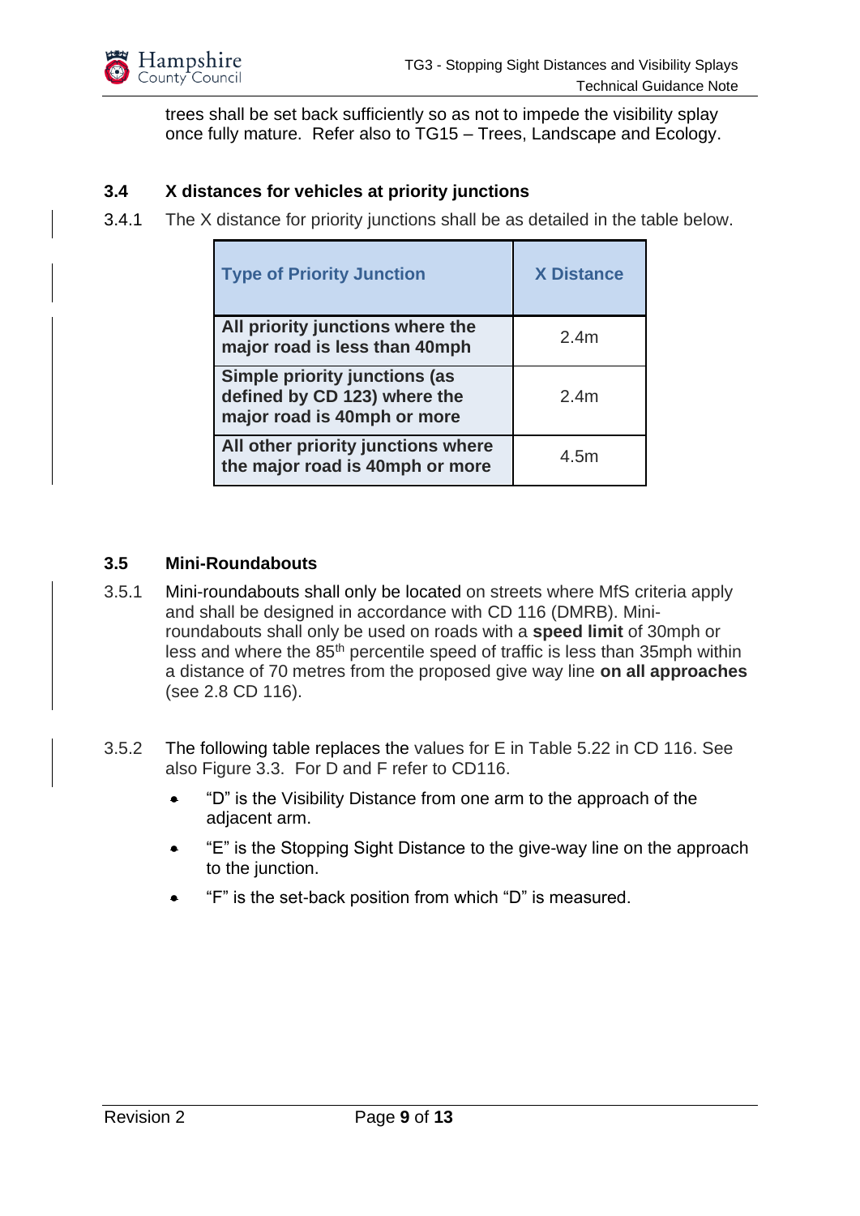trees shall be set back sufficiently so as not to impede the visibility splay once fully mature. Refer also to TG15 – Trees, Landscape and Ecology.

### 3.4 X distances for vehicles at priority junctions

3.4.1 The X distance for priority junctions shall be as detailed in the table below.

| Type of Priority Junction | X Distance |
|---|---|
| **All priority junctions where the major road is less than 40mph** | 2.4m |
| **Simple priority junctions (as defined by CD 123) where the major road is 40mph or more** | 2.4m |
| **All other priority junctions where the major road is 40mph or more** | 4.5m |

### 3.5 Mini-Roundabouts

3.5.1 Mini-roundabouts shall only be located on streets where MfS criteria apply and shall be designed in accordance with CD 116 (DMRB). Mini-roundabouts shall only be used on roads with a **speed limit** of 30mph or less and where the 85th percentile speed of traffic is less than 35mph within a distance of 70 metres from the proposed give way line **on all approaches** (see 2.8 CD 116).

3.5.2 The following table replaces the values for E in Table 5.22 in CD 116. See also Figure 3.3. For D and F refer to CD116.

- "D" is the Visibility Distance from one arm to the approach of the adjacent arm.
- "E" is the Stopping Sight Distance to the give-way line on the approach to the junction.
- "F" is the set-back position from which "D" is measured.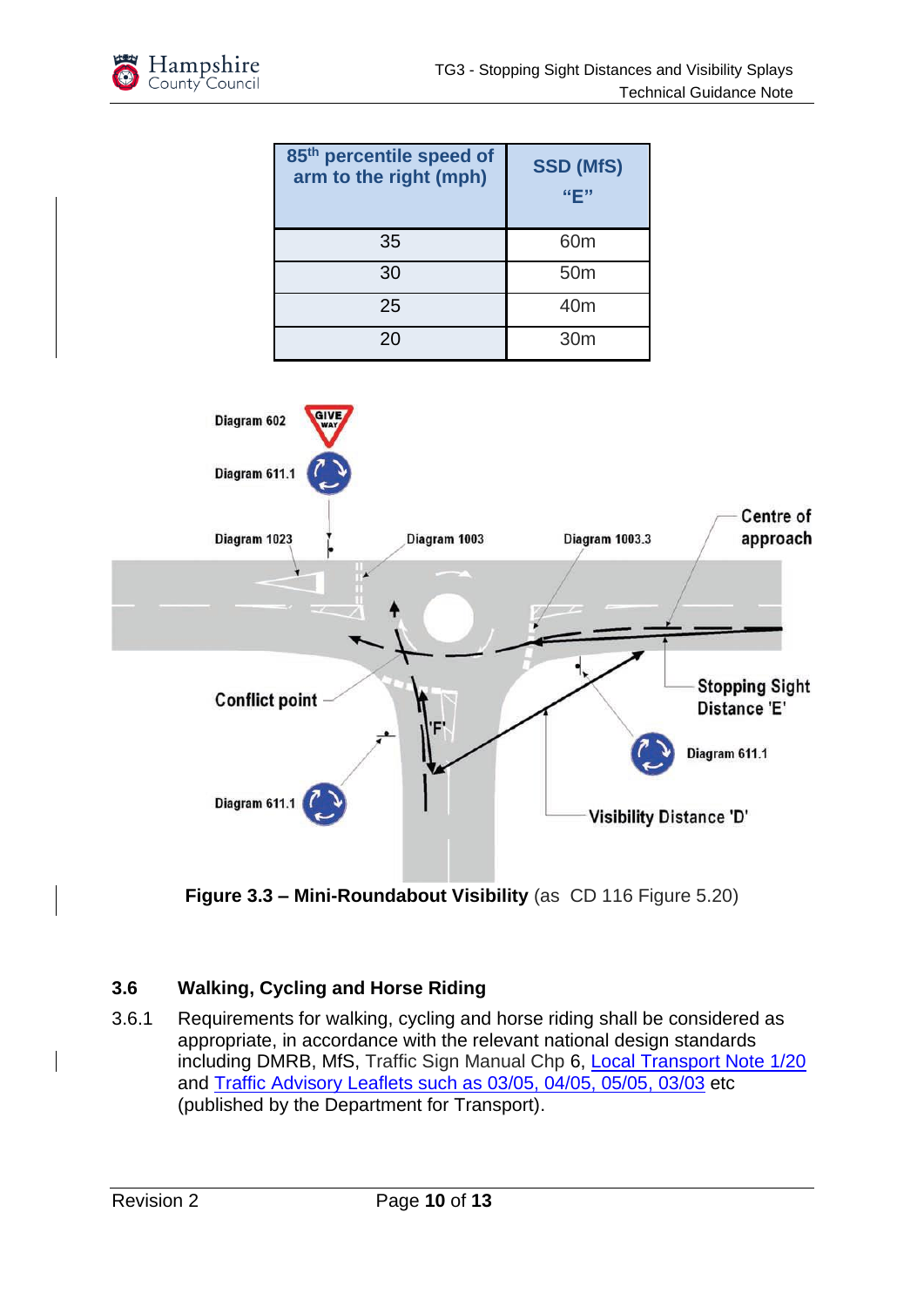| 85th percentile speed of arm to the right (mph) | SSD (MfS) "E" |
|---|---|
| 35 | 60m |
| 30 | 50m |
| 25 | 40m |
| 20 | 30m |

**Figure 3.3 – Mini-Roundabout Visibility** (as CD 116 Figure 5.20)

### 3.6 Walking, Cycling and Horse Riding

3.6.1 Requirements for walking, cycling and horse riding shall be considered as appropriate, in accordance with the relevant national design standards including DMRB, MfS, Traffic Sign Manual Chp 6, Local Transport Note 1/20 and Traffic Advisory Leaflets such as 03/05, 04/05, 05/05, 03/03 etc (published by the Department for Transport).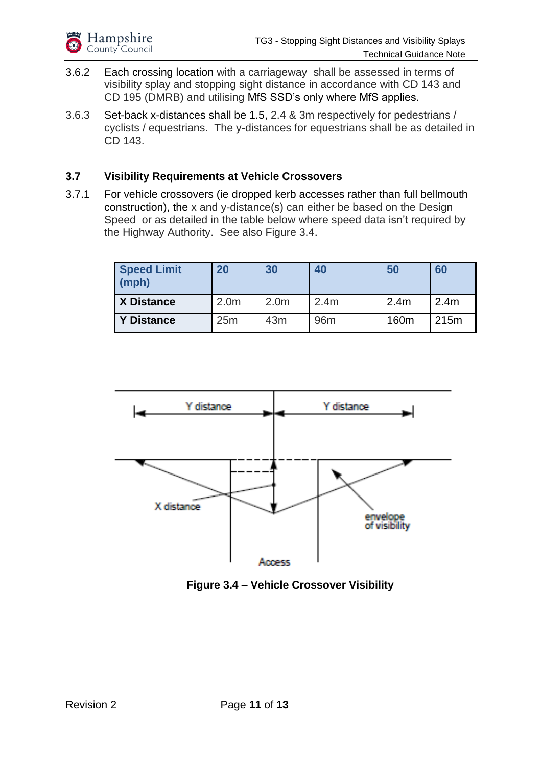3.6.2 Each crossing location with a carriageway shall be assessed in terms of visibility splay and stopping sight distance in accordance with CD 143 and CD 195 (DMRB) and utilising MfS SSD's only where MfS applies.

3.6.3 Set-back x-distances shall be 1.5, 2.4 & 3m respectively for pedestrians / cyclists / equestrians. The y-distances for equestrians shall be as detailed in CD 143.

### 3.7 Visibility Requirements at Vehicle Crossovers

3.7.1 For vehicle crossovers (ie dropped kerb accesses rather than full bellmouth construction), the x and y-distance(s) can either be based on the Design Speed or as detailed in the table below where speed data isn't required by the Highway Authority. See also Figure 3.4.

| Speed Limit (mph) | 20 | 30 | 40 | 50 | 60 |
|---|---|---|---|---|---|
| **X Distance** | 2.0m | 2.0m | 2.4m | 2.4m | 2.4m |
| **Y Distance** | 25m | 43m | 96m | 160m | 215m |

**Figure 3.4 – Vehicle Crossover Visibility**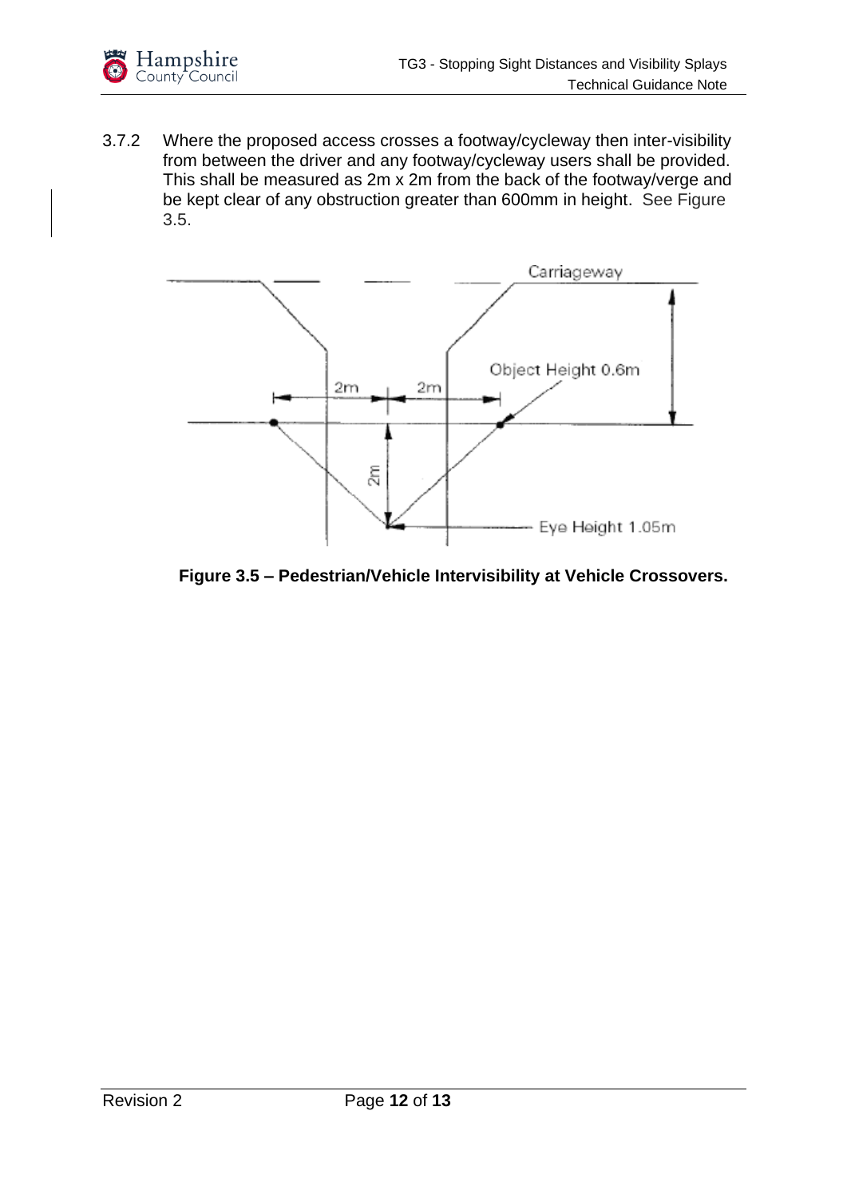3.7.2 Where the proposed access crosses a footway/cycleway then inter-visibility from between the driver and any footway/cycleway users shall be provided. This shall be measured as 2m x 2m from the back of the footway/verge and be kept clear of any obstruction greater than 600mm in height. See Figure 3.5.

**Figure 3.5 – Pedestrian/Vehicle Intervisibility at Vehicle Crossovers.**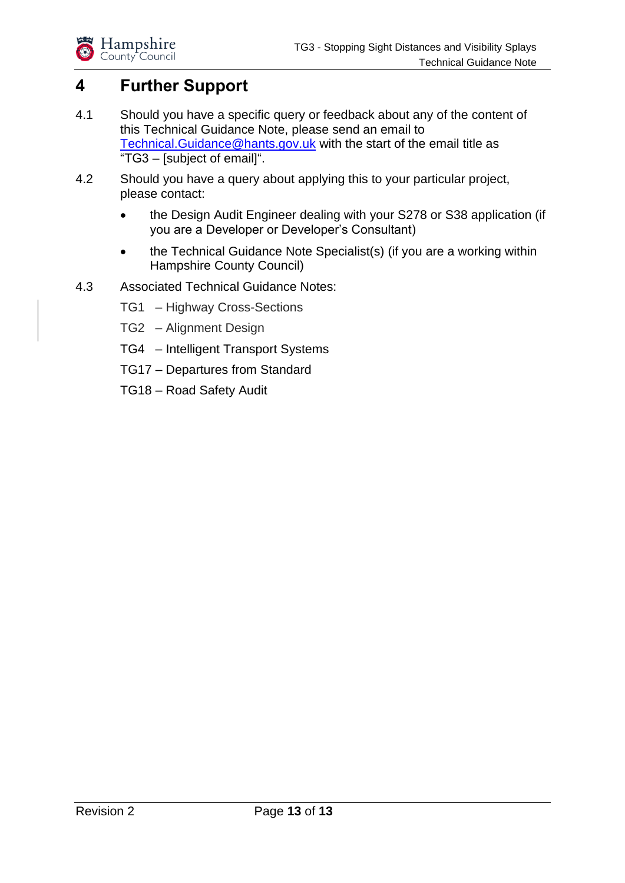# 4 Further Support

4.1 Should you have a specific query or feedback about any of the content of this Technical Guidance Note, please send an email to Technical.Guidance@hants.gov.uk with the start of the email title as "TG3 – [subject of email]".

4.2 Should you have a query about applying this to your particular project, please contact:

- the Design Audit Engineer dealing with your S278 or S38 application (if you are a Developer or Developer's Consultant)
- the Technical Guidance Note Specialist(s) (if you are a working within Hampshire County Council)

4.3 Associated Technical Guidance Notes:

TG1 – Highway Cross-Sections

TG2 – Alignment Design

TG4 – Intelligent Transport Systems

TG17 – Departures from Standard

TG18 – Road Safety Audit